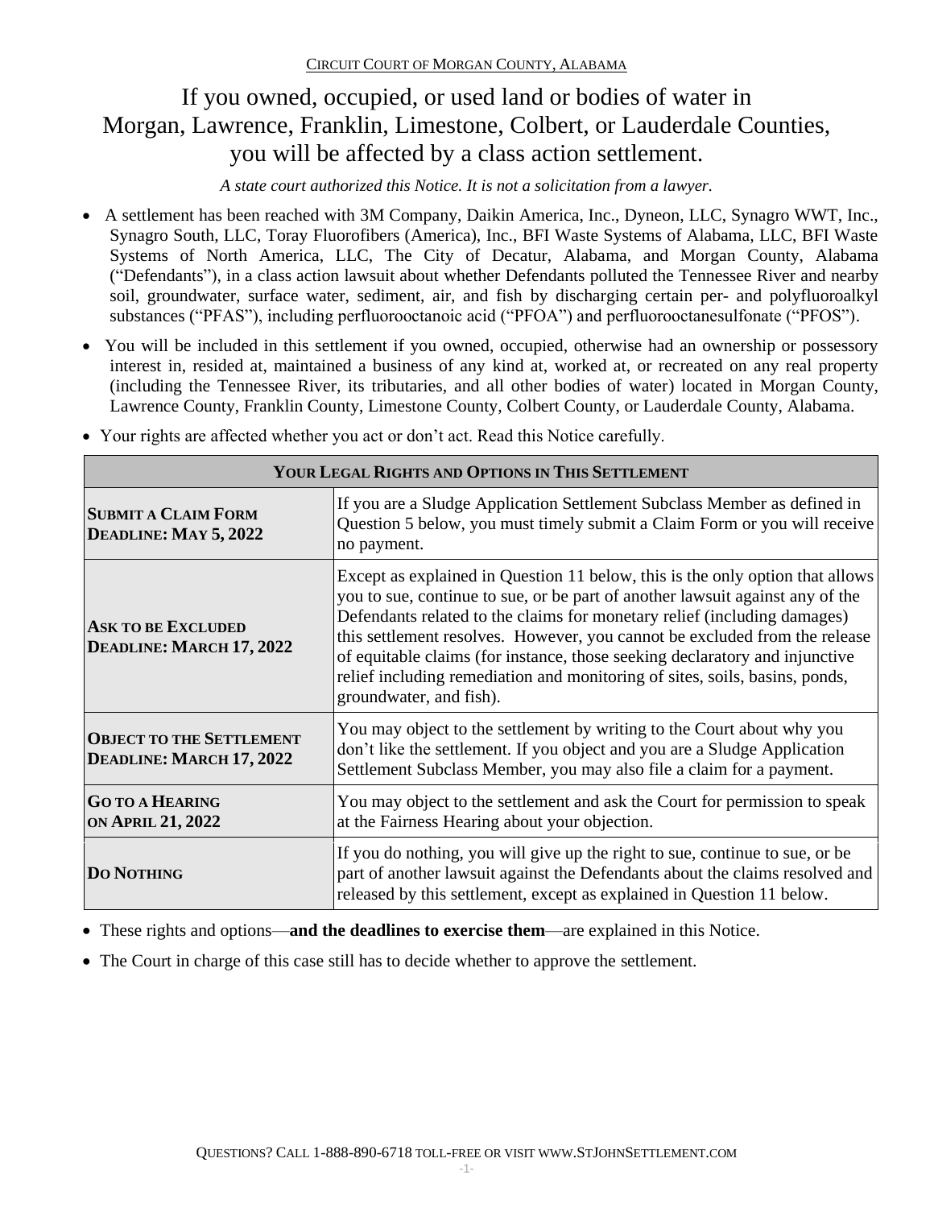CIRCUIT COURT OF MORGAN COUNTY, ALABAMA

# If you owned, occupied, or used land or bodies of water in Morgan, Lawrence, Franklin, Limestone, Colbert, or Lauderdale Counties, you will be affected by a class action settlement.

*A state court authorized this Notice. It is not a solicitation from a lawyer.*

- A settlement has been reached with 3M Company, Daikin America, Inc., Dyneon, LLC, Synagro WWT, Inc., Synagro South, LLC, Toray Fluorofibers (America), Inc., BFI Waste Systems of Alabama, LLC, BFI Waste Systems of North America, LLC, The City of Decatur, Alabama, and Morgan County, Alabama ("Defendants"), in a class action lawsuit about whether Defendants polluted the Tennessee River and nearby soil, groundwater, surface water, sediment, air, and fish by discharging certain per- and polyfluoroalkyl substances ("PFAS"), including perfluorooctanoic acid ("PFOA") and perfluorooctanesulfonate ("PFOS").
- You will be included in this settlement if you owned, occupied, otherwise had an ownership or possessory interest in, resided at, maintained a business of any kind at, worked at, or recreated on any real property (including the Tennessee River, its tributaries, and all other bodies of water) located in Morgan County, Lawrence County, Franklin County, Limestone County, Colbert County, or Lauderdale County, Alabama.
- Your rights are affected whether you act or don't act. Read this Notice carefully.

| **YOUR LEGAL RIGHTS AND OPTIONS IN THIS SETTLEMENT** | |
|---|---|
| **SUBMIT A CLAIM FORM DEADLINE: MAY 5, 2022** | If you are a Sludge Application Settlement Subclass Member as defined in Question 5 below, you must timely submit a Claim Form or you will receive no payment. |
| **ASK TO BE EXCLUDED DEADLINE: MARCH 17, 2022** | Except as explained in Question 11 below, this is the only option that allows you to sue, continue to sue, or be part of another lawsuit against any of the Defendants related to the claims for monetary relief (including damages) this settlement resolves. However, you cannot be excluded from the release of equitable claims (for instance, those seeking declaratory and injunctive relief including remediation and monitoring of sites, soils, basins, ponds, groundwater, and fish). |
| **OBJECT TO THE SETTLEMENT DEADLINE: MARCH 17, 2022** | You may object to the settlement by writing to the Court about why you don't like the settlement. If you object and you are a Sludge Application Settlement Subclass Member, you may also file a claim for a payment. |
| **GO TO A HEARING ON APRIL 21, 2022** | You may object to the settlement and ask the Court for permission to speak at the Fairness Hearing about your objection. |
| **DO NOTHING** | If you do nothing, you will give up the right to sue, continue to sue, or be part of another lawsuit against the Defendants about the claims resolved and released by this settlement, except as explained in Question 11 below. |

- These rights and options—**and the deadlines to exercise them**—are explained in this Notice.
- The Court in charge of this case still has to decide whether to approve the settlement.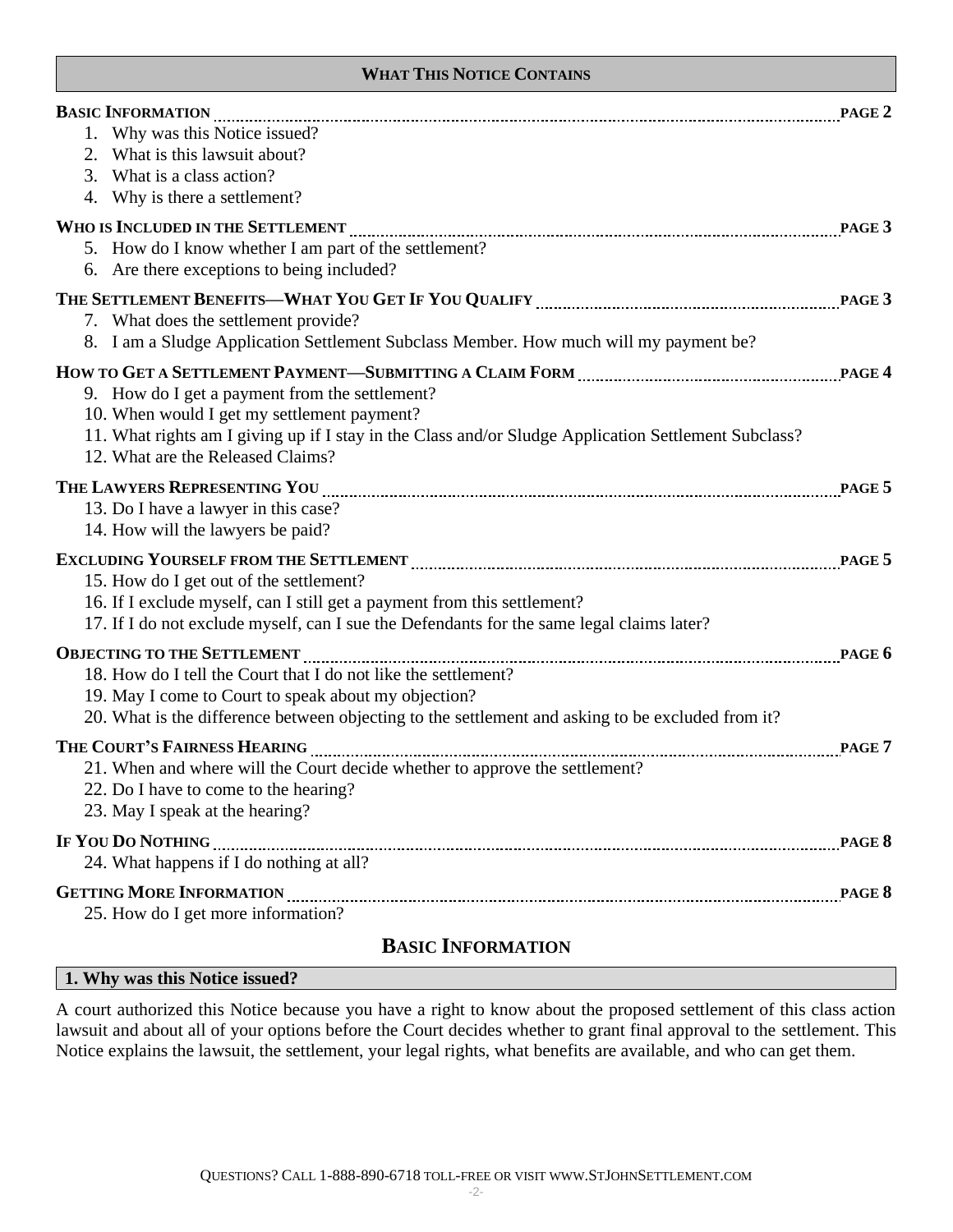## What This Notice Contains

**Basic Information** ........ **Page 2**

1. Why was this Notice issued?
2. What is this lawsuit about?
3. What is a class action?
4. Why is there a settlement?

**Who is Included in the Settlement** ........ **Page 3**

5. How do I know whether I am part of the settlement?
6. Are there exceptions to being included?

**The Settlement Benefits—What You Get If You Qualify** ........ **Page 3**

7. What does the settlement provide?
8. I am a Sludge Application Settlement Subclass Member. How much will my payment be?

**How to Get a Settlement Payment—Submitting a Claim Form** ........ **Page 4**

9. How do I get a payment from the settlement?
10. When would I get my settlement payment?
11. What rights am I giving up if I stay in the Class and/or Sludge Application Settlement Subclass?
12. What are the Released Claims?

**The Lawyers Representing You** ........ **Page 5**

13. Do I have a lawyer in this case?
14. How will the lawyers be paid?

**Excluding Yourself from the Settlement** ........ **Page 5**

15. How do I get out of the settlement?
16. If I exclude myself, can I still get a payment from this settlement?
17. If I do not exclude myself, can I sue the Defendants for the same legal claims later?

**Objecting to the Settlement** ........ **Page 6**

18. How do I tell the Court that I do not like the settlement?
19. May I come to Court to speak about my objection?
20. What is the difference between objecting to the settlement and asking to be excluded from it?

**The Court's Fairness Hearing** ........ **Page 7**

21. When and where will the Court decide whether to approve the settlement?
22. Do I have to come to the hearing?
23. May I speak at the hearing?

**If You Do Nothing** ........ **Page 8**

24. What happens if I do nothing at all?

**Getting More Information** ........ **Page 8**

25. How do I get more information?

## Basic Information

### 1. Why was this Notice issued?

A court authorized this Notice because you have a right to know about the proposed settlement of this class action lawsuit and about all of your options before the Court decides whether to grant final approval to the settlement. This Notice explains the lawsuit, the settlement, your legal rights, what benefits are available, and who can get them.

Questions? Call 1-888-890-6718 toll-free or visit www.StJohnSettlement.com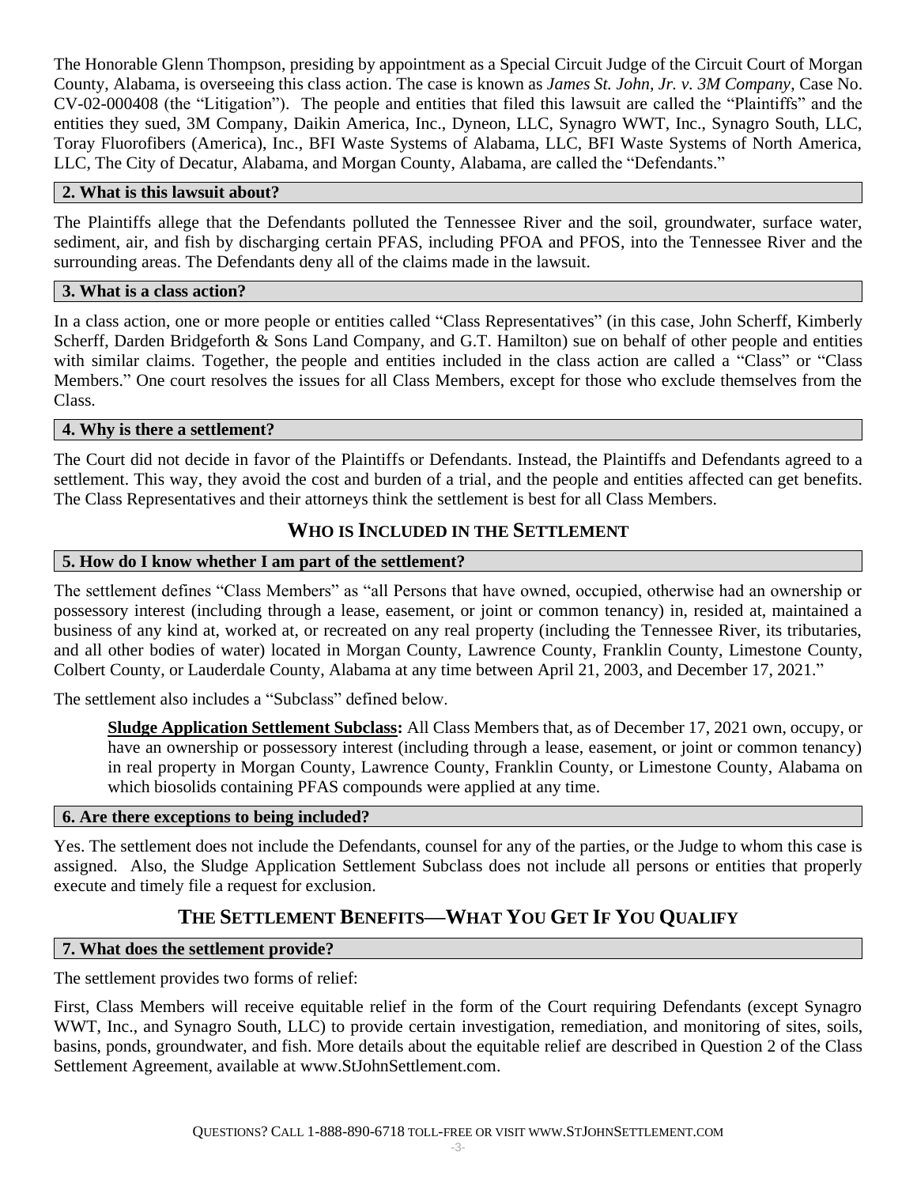The Honorable Glenn Thompson, presiding by appointment as a Special Circuit Judge of the Circuit Court of Morgan County, Alabama, is overseeing this class action. The case is known as *James St. John, Jr. v. 3M Company*, Case No. CV-02-000408 (the "Litigation"). The people and entities that filed this lawsuit are called the "Plaintiffs" and the entities they sued, 3M Company, Daikin America, Inc., Dyneon, LLC, Synagro WWT, Inc., Synagro South, LLC, Toray Fluorofibers (America), Inc., BFI Waste Systems of Alabama, LLC, BFI Waste Systems of North America, LLC, The City of Decatur, Alabama, and Morgan County, Alabama, are called the "Defendants."

### 2. What is this lawsuit about?

The Plaintiffs allege that the Defendants polluted the Tennessee River and the soil, groundwater, surface water, sediment, air, and fish by discharging certain PFAS, including PFOA and PFOS, into the Tennessee River and the surrounding areas. The Defendants deny all of the claims made in the lawsuit.

### 3. What is a class action?

In a class action, one or more people or entities called "Class Representatives" (in this case, John Scherff, Kimberly Scherff, Darden Bridgeforth & Sons Land Company, and G.T. Hamilton) sue on behalf of other people and entities with similar claims. Together, the people and entities included in the class action are called a "Class" or "Class Members." One court resolves the issues for all Class Members, except for those who exclude themselves from the Class.

### 4. Why is there a settlement?

The Court did not decide in favor of the Plaintiffs or Defendants. Instead, the Plaintiffs and Defendants agreed to a settlement. This way, they avoid the cost and burden of a trial, and the people and entities affected can get benefits. The Class Representatives and their attorneys think the settlement is best for all Class Members.

## WHO IS INCLUDED IN THE SETTLEMENT

### 5. How do I know whether I am part of the settlement?

The settlement defines "Class Members" as "all Persons that have owned, occupied, otherwise had an ownership or possessory interest (including through a lease, easement, or joint or common tenancy) in, resided at, maintained a business of any kind at, worked at, or recreated on any real property (including the Tennessee River, its tributaries, and all other bodies of water) located in Morgan County, Lawrence County, Franklin County, Limestone County, Colbert County, or Lauderdale County, Alabama at any time between April 21, 2003, and December 17, 2021."

The settlement also includes a "Subclass" defined below.

> **Sludge Application Settlement Subclass:** All Class Members that, as of December 17, 2021 own, occupy, or have an ownership or possessory interest (including through a lease, easement, or joint or common tenancy) in real property in Morgan County, Lawrence County, Franklin County, or Limestone County, Alabama on which biosolids containing PFAS compounds were applied at any time.

### 6. Are there exceptions to being included?

Yes. The settlement does not include the Defendants, counsel for any of the parties, or the Judge to whom this case is assigned. Also, the Sludge Application Settlement Subclass does not include all persons or entities that properly execute and timely file a request for exclusion.

## THE SETTLEMENT BENEFITS—WHAT YOU GET IF YOU QUALIFY

### 7. What does the settlement provide?

The settlement provides two forms of relief:

First, Class Members will receive equitable relief in the form of the Court requiring Defendants (except Synagro WWT, Inc., and Synagro South, LLC) to provide certain investigation, remediation, and monitoring of sites, soils, basins, ponds, groundwater, and fish. More details about the equitable relief are described in Question 2 of the Class Settlement Agreement, available at www.StJohnSettlement.com.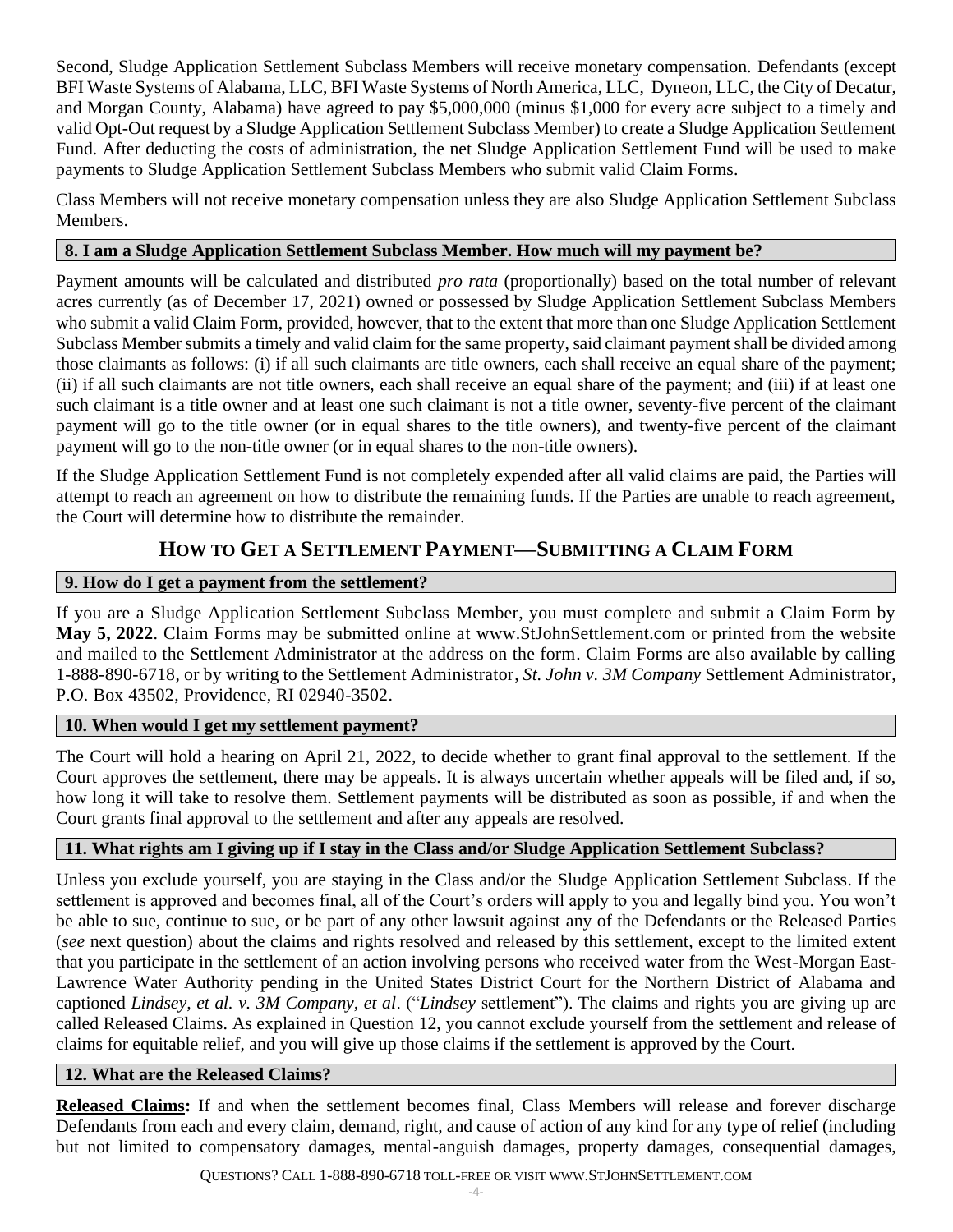Second, Sludge Application Settlement Subclass Members will receive monetary compensation. Defendants (except BFI Waste Systems of Alabama, LLC, BFI Waste Systems of North America, LLC, Dyneon, LLC, the City of Decatur, and Morgan County, Alabama) have agreed to pay $5,000,000 (minus $1,000 for every acre subject to a timely and valid Opt-Out request by a Sludge Application Settlement Subclass Member) to create a Sludge Application Settlement Fund. After deducting the costs of administration, the net Sludge Application Settlement Fund will be used to make payments to Sludge Application Settlement Subclass Members who submit valid Claim Forms.

Class Members will not receive monetary compensation unless they are also Sludge Application Settlement Subclass Members.

### 8. I am a Sludge Application Settlement Subclass Member. How much will my payment be?

Payment amounts will be calculated and distributed *pro rata* (proportionally) based on the total number of relevant acres currently (as of December 17, 2021) owned or possessed by Sludge Application Settlement Subclass Members who submit a valid Claim Form, provided, however, that to the extent that more than one Sludge Application Settlement Subclass Member submits a timely and valid claim for the same property, said claimant payment shall be divided among those claimants as follows: (i) if all such claimants are title owners, each shall receive an equal share of the payment; (ii) if all such claimants are not title owners, each shall receive an equal share of the payment; and (iii) if at least one such claimant is a title owner and at least one such claimant is not a title owner, seventy-five percent of the claimant payment will go to the title owner (or in equal shares to the title owners), and twenty-five percent of the claimant payment will go to the non-title owner (or in equal shares to the non-title owners).

If the Sludge Application Settlement Fund is not completely expended after all valid claims are paid, the Parties will attempt to reach an agreement on how to distribute the remaining funds. If the Parties are unable to reach agreement, the Court will determine how to distribute the remainder.

## How to Get a Settlement Payment—Submitting a Claim Form

### 9. How do I get a payment from the settlement?

If you are a Sludge Application Settlement Subclass Member, you must complete and submit a Claim Form by **May 5, 2022**. Claim Forms may be submitted online at www.StJohnSettlement.com or printed from the website and mailed to the Settlement Administrator at the address on the form. Claim Forms are also available by calling 1-888-890-6718, or by writing to the Settlement Administrator, *St. John v. 3M Company* Settlement Administrator, P.O. Box 43502, Providence, RI 02940-3502.

### 10. When would I get my settlement payment?

The Court will hold a hearing on April 21, 2022, to decide whether to grant final approval to the settlement. If the Court approves the settlement, there may be appeals. It is always uncertain whether appeals will be filed and, if so, how long it will take to resolve them. Settlement payments will be distributed as soon as possible, if and when the Court grants final approval to the settlement and after any appeals are resolved.

### 11. What rights am I giving up if I stay in the Class and/or Sludge Application Settlement Subclass?

Unless you exclude yourself, you are staying in the Class and/or the Sludge Application Settlement Subclass. If the settlement is approved and becomes final, all of the Court's orders will apply to you and legally bind you. You won't be able to sue, continue to sue, or be part of any other lawsuit against any of the Defendants or the Released Parties (*see* next question) about the claims and rights resolved and released by this settlement, except to the limited extent that you participate in the settlement of an action involving persons who received water from the West-Morgan East-Lawrence Water Authority pending in the United States District Court for the Northern District of Alabama and captioned *Lindsey, et al. v. 3M Company, et al*. ("*Lindsey* settlement"). The claims and rights you are giving up are called Released Claims. As explained in Question 12, you cannot exclude yourself from the settlement and release of claims for equitable relief, and you will give up those claims if the settlement is approved by the Court.

### 12. What are the Released Claims?

**Released Claims:** If and when the settlement becomes final, Class Members will release and forever discharge Defendants from each and every claim, demand, right, and cause of action of any kind for any type of relief (including but not limited to compensatory damages, mental-anguish damages, property damages, consequential damages,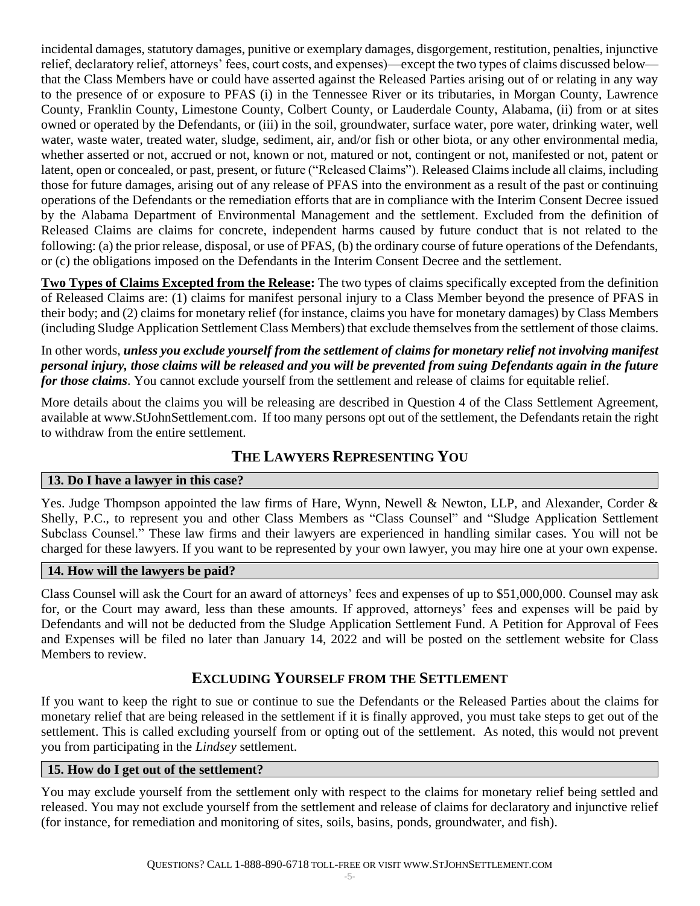incidental damages, statutory damages, punitive or exemplary damages, disgorgement, restitution, penalties, injunctive relief, declaratory relief, attorneys' fees, court costs, and expenses)—except the two types of claims discussed below—that the Class Members have or could have asserted against the Released Parties arising out of or relating in any way to the presence of or exposure to PFAS (i) in the Tennessee River or its tributaries, in Morgan County, Lawrence County, Franklin County, Limestone County, Colbert County, or Lauderdale County, Alabama, (ii) from or at sites owned or operated by the Defendants, or (iii) in the soil, groundwater, surface water, pore water, drinking water, well water, waste water, treated water, sludge, sediment, air, and/or fish or other biota, or any other environmental media, whether asserted or not, accrued or not, known or not, matured or not, contingent or not, manifested or not, patent or latent, open or concealed, or past, present, or future ("Released Claims"). Released Claims include all claims, including those for future damages, arising out of any release of PFAS into the environment as a result of the past or continuing operations of the Defendants or the remediation efforts that are in compliance with the Interim Consent Decree issued by the Alabama Department of Environmental Management and the settlement. Excluded from the definition of Released Claims are claims for concrete, independent harms caused by future conduct that is not related to the following: (a) the prior release, disposal, or use of PFAS, (b) the ordinary course of future operations of the Defendants, or (c) the obligations imposed on the Defendants in the Interim Consent Decree and the settlement.

**Two Types of Claims Excepted from the Release:** The two types of claims specifically excepted from the definition of Released Claims are: (1) claims for manifest personal injury to a Class Member beyond the presence of PFAS in their body; and (2) claims for monetary relief (for instance, claims you have for monetary damages) by Class Members (including Sludge Application Settlement Class Members) that exclude themselves from the settlement of those claims.

In other words, ***unless you exclude yourself from the settlement of claims for monetary relief not involving manifest personal injury, those claims will be released and you will be prevented from suing Defendants again in the future for those claims***. You cannot exclude yourself from the settlement and release of claims for equitable relief.

More details about the claims you will be releasing are described in Question 4 of the Class Settlement Agreement, available at www.StJohnSettlement.com. If too many persons opt out of the settlement, the Defendants retain the right to withdraw from the entire settlement.

## THE LAWYERS REPRESENTING YOU

### 13. Do I have a lawyer in this case?

Yes. Judge Thompson appointed the law firms of Hare, Wynn, Newell & Newton, LLP, and Alexander, Corder & Shelly, P.C., to represent you and other Class Members as "Class Counsel" and "Sludge Application Settlement Subclass Counsel." These law firms and their lawyers are experienced in handling similar cases. You will not be charged for these lawyers. If you want to be represented by your own lawyer, you may hire one at your own expense.

### 14. How will the lawyers be paid?

Class Counsel will ask the Court for an award of attorneys' fees and expenses of up to $51,000,000. Counsel may ask for, or the Court may award, less than these amounts. If approved, attorneys' fees and expenses will be paid by Defendants and will not be deducted from the Sludge Application Settlement Fund. A Petition for Approval of Fees and Expenses will be filed no later than January 14, 2022 and will be posted on the settlement website for Class Members to review.

## EXCLUDING YOURSELF FROM THE SETTLEMENT

If you want to keep the right to sue or continue to sue the Defendants or the Released Parties about the claims for monetary relief that are being released in the settlement if it is finally approved, you must take steps to get out of the settlement. This is called excluding yourself from or opting out of the settlement. As noted, this would not prevent you from participating in the *Lindsey* settlement.

### 15. How do I get out of the settlement?

You may exclude yourself from the settlement only with respect to the claims for monetary relief being settled and released. You may not exclude yourself from the settlement and release of claims for declaratory and injunctive relief (for instance, for remediation and monitoring of sites, soils, basins, ponds, groundwater, and fish).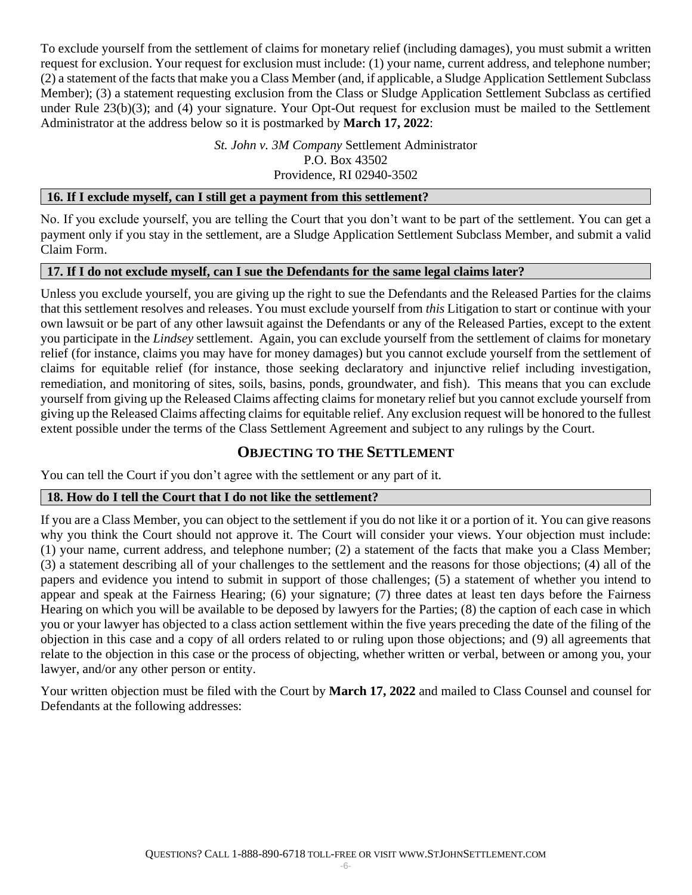To exclude yourself from the settlement of claims for monetary relief (including damages), you must submit a written request for exclusion. Your request for exclusion must include: (1) your name, current address, and telephone number; (2) a statement of the facts that make you a Class Member (and, if applicable, a Sludge Application Settlement Subclass Member); (3) a statement requesting exclusion from the Class or Sludge Application Settlement Subclass as certified under Rule 23(b)(3); and (4) your signature. Your Opt-Out request for exclusion must be mailed to the Settlement Administrator at the address below so it is postmarked by **March 17, 2022**:

*St. John v. 3M Company* Settlement Administrator
P.O. Box 43502
Providence, RI 02940-3502

### 16. If I exclude myself, can I still get a payment from this settlement?

No. If you exclude yourself, you are telling the Court that you don't want to be part of the settlement. You can get a payment only if you stay in the settlement, are a Sludge Application Settlement Subclass Member, and submit a valid Claim Form.

### 17. If I do not exclude myself, can I sue the Defendants for the same legal claims later?

Unless you exclude yourself, you are giving up the right to sue the Defendants and the Released Parties for the claims that this settlement resolves and releases. You must exclude yourself from *this* Litigation to start or continue with your own lawsuit or be part of any other lawsuit against the Defendants or any of the Released Parties, except to the extent you participate in the *Lindsey* settlement. Again, you can exclude yourself from the settlement of claims for monetary relief (for instance, claims you may have for money damages) but you cannot exclude yourself from the settlement of claims for equitable relief (for instance, those seeking declaratory and injunctive relief including investigation, remediation, and monitoring of sites, soils, basins, ponds, groundwater, and fish). This means that you can exclude yourself from giving up the Released Claims affecting claims for monetary relief but you cannot exclude yourself from giving up the Released Claims affecting claims for equitable relief. Any exclusion request will be honored to the fullest extent possible under the terms of the Class Settlement Agreement and subject to any rulings by the Court.

## OBJECTING TO THE SETTLEMENT

You can tell the Court if you don't agree with the settlement or any part of it.

### 18. How do I tell the Court that I do not like the settlement?

If you are a Class Member, you can object to the settlement if you do not like it or a portion of it. You can give reasons why you think the Court should not approve it. The Court will consider your views. Your objection must include: (1) your name, current address, and telephone number; (2) a statement of the facts that make you a Class Member; (3) a statement describing all of your challenges to the settlement and the reasons for those objections; (4) all of the papers and evidence you intend to submit in support of those challenges; (5) a statement of whether you intend to appear and speak at the Fairness Hearing; (6) your signature; (7) three dates at least ten days before the Fairness Hearing on which you will be available to be deposed by lawyers for the Parties; (8) the caption of each case in which you or your lawyer has objected to a class action settlement within the five years preceding the date of the filing of the objection in this case and a copy of all orders related to or ruling upon those objections; and (9) all agreements that relate to the objection in this case or the process of objecting, whether written or verbal, between or among you, your lawyer, and/or any other person or entity.

Your written objection must be filed with the Court by **March 17, 2022** and mailed to Class Counsel and counsel for Defendants at the following addresses: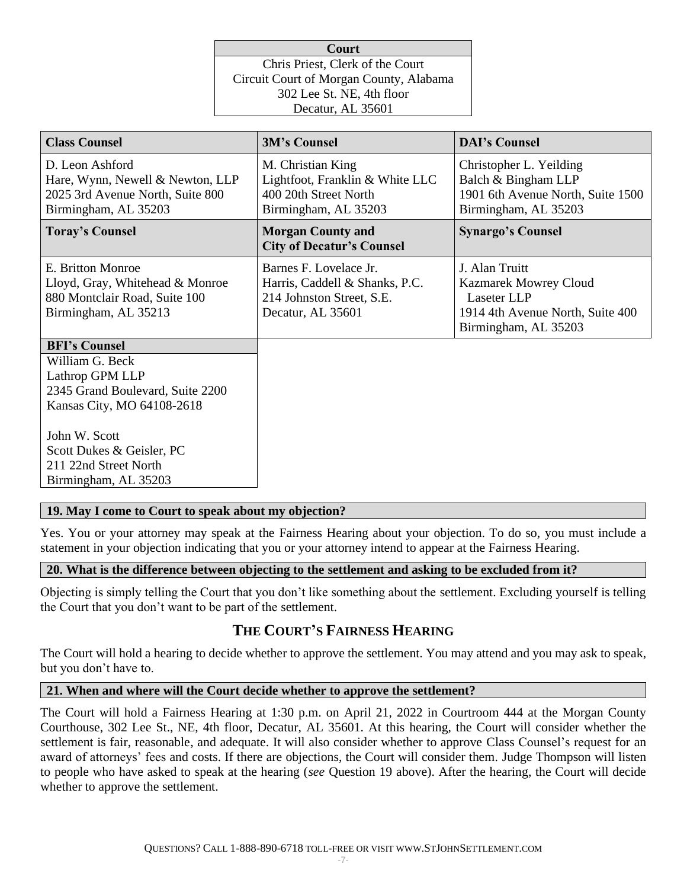| Court |
|---|
| Chris Priest, Clerk of the Court<br>Circuit Court of Morgan County, Alabama<br>302 Lee St. NE, 4th floor<br>Decatur, AL 35601 |

| Class Counsel | 3M's Counsel | DAI's Counsel |
|---|---|---|
| D. Leon Ashford<br>Hare, Wynn, Newell & Newton, LLP<br>2025 3rd Avenue North, Suite 800<br>Birmingham, AL 35203 | M. Christian King<br>Lightfoot, Franklin & White LLC<br>400 20th Street North<br>Birmingham, AL 35203 | Christopher L. Yeilding<br>Balch & Bingham LLP<br>1901 6th Avenue North, Suite 1500<br>Birmingham, AL 35203 |
| **Toray's Counsel** | **Morgan County and City of Decatur's Counsel** | **Synargo's Counsel** |
| E. Britton Monroe<br>Lloyd, Gray, Whitehead & Monroe<br>880 Montclair Road, Suite 100<br>Birmingham, AL 35213 | Barnes F. Lovelace Jr.<br>Harris, Caddell & Shanks, P.C.<br>214 Johnston Street, S.E.<br>Decatur, AL 35601 | J. Alan Truitt<br>Kazmarek Mowrey Cloud Laseter LLP<br>1914 4th Avenue North, Suite 400<br>Birmingham, AL 35203 |

| BFI's Counsel |
|---|
| William G. Beck<br>Lathrop GPM LLP<br>2345 Grand Boulevard, Suite 2200<br>Kansas City, MO 64108-2618<br><br>John W. Scott<br>Scott Dukes & Geisler, PC<br>211 22nd Street North<br>Birmingham, AL 35203 |

### 19. May I come to Court to speak about my objection?

Yes. You or your attorney may speak at the Fairness Hearing about your objection. To do so, you must include a statement in your objection indicating that you or your attorney intend to appear at the Fairness Hearing.

### 20. What is the difference between objecting to the settlement and asking to be excluded from it?

Objecting is simply telling the Court that you don't like something about the settlement. Excluding yourself is telling the Court that you don't want to be part of the settlement.

## THE COURT'S FAIRNESS HEARING

The Court will hold a hearing to decide whether to approve the settlement. You may attend and you may ask to speak, but you don't have to.

### 21. When and where will the Court decide whether to approve the settlement?

The Court will hold a Fairness Hearing at 1:30 p.m. on April 21, 2022 in Courtroom 444 at the Morgan County Courthouse, 302 Lee St., NE, 4th floor, Decatur, AL 35601. At this hearing, the Court will consider whether the settlement is fair, reasonable, and adequate. It will also consider whether to approve Class Counsel's request for an award of attorneys' fees and costs. If there are objections, the Court will consider them. Judge Thompson will listen to people who have asked to speak at the hearing (*see* Question 19 above). After the hearing, the Court will decide whether to approve the settlement.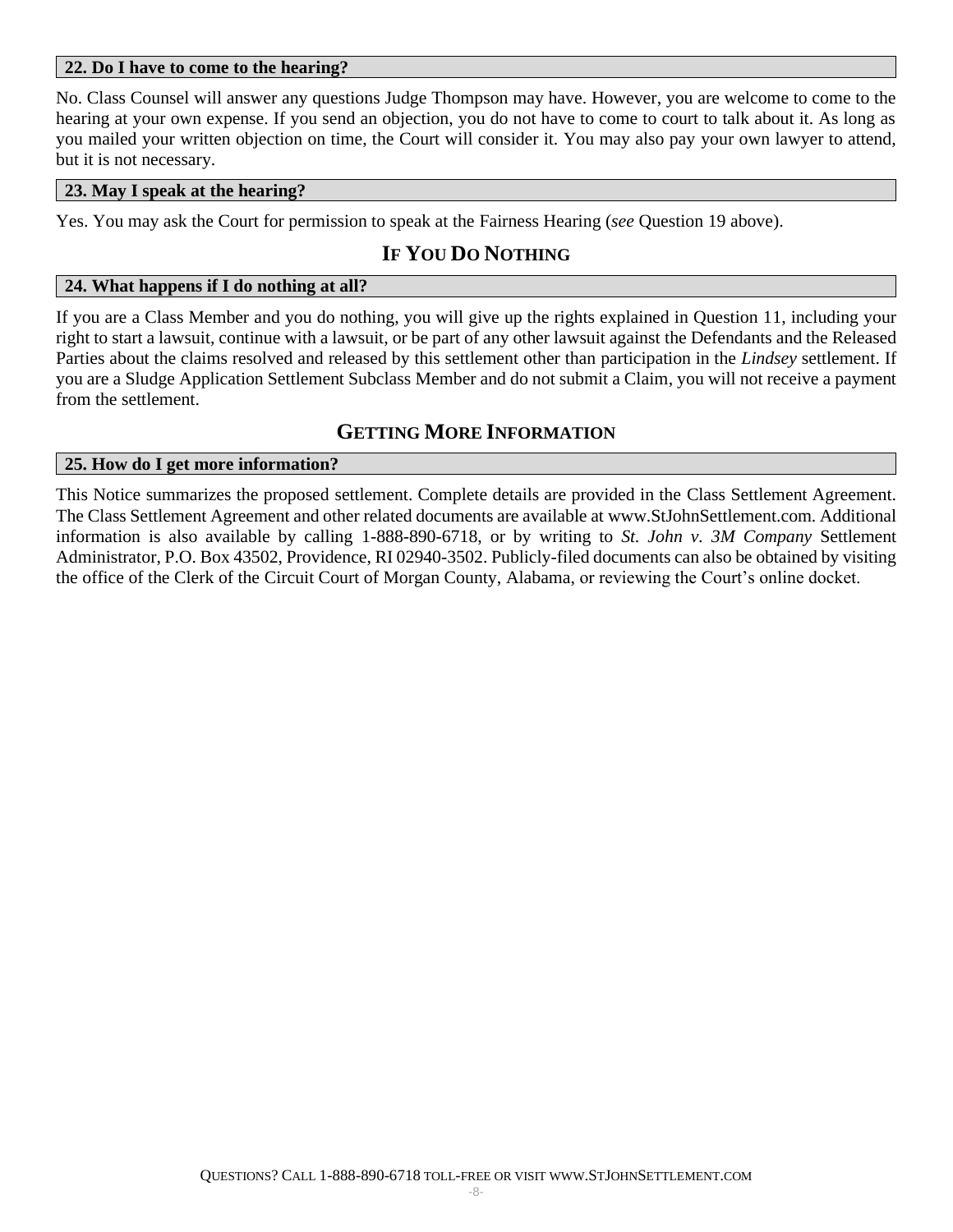### 22. Do I have to come to the hearing?

No. Class Counsel will answer any questions Judge Thompson may have. However, you are welcome to come to the hearing at your own expense. If you send an objection, you do not have to come to court to talk about it. As long as you mailed your written objection on time, the Court will consider it. You may also pay your own lawyer to attend, but it is not necessary.

### 23. May I speak at the hearing?

Yes. You may ask the Court for permission to speak at the Fairness Hearing (*see* Question 19 above).

## IF YOU DO NOTHING

### 24. What happens if I do nothing at all?

If you are a Class Member and you do nothing, you will give up the rights explained in Question 11, including your right to start a lawsuit, continue with a lawsuit, or be part of any other lawsuit against the Defendants and the Released Parties about the claims resolved and released by this settlement other than participation in the *Lindsey* settlement. If you are a Sludge Application Settlement Subclass Member and do not submit a Claim, you will not receive a payment from the settlement.

## GETTING MORE INFORMATION

### 25. How do I get more information?

This Notice summarizes the proposed settlement. Complete details are provided in the Class Settlement Agreement. The Class Settlement Agreement and other related documents are available at www.StJohnSettlement.com. Additional information is also available by calling 1-888-890-6718, or by writing to *St. John v. 3M Company* Settlement Administrator, P.O. Box 43502, Providence, RI 02940-3502. Publicly-filed documents can also be obtained by visiting the office of the Clerk of the Circuit Court of Morgan County, Alabama, or reviewing the Court's online docket.